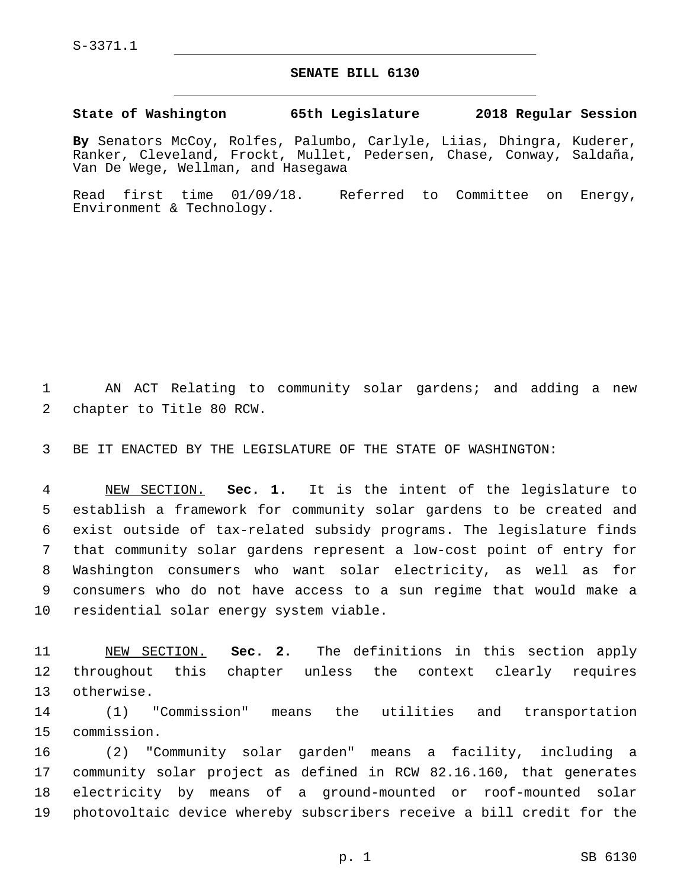S-3371.1

# SENATE BILL 6130

**State of Washington 65th Legislature 2018 Regular Session**

**By** Senators McCoy, Rolfes, Palumbo, Carlyle, Liias, Dhingra, Kuderer, Ranker, Cleveland, Frockt, Mullet, Pedersen, Chase, Conway, Saldaña, Van De Wege, Wellman, and Hasegawa

Read first time 01/09/18. Referred to Committee on Energy, Environment & Technology.

AN ACT Relating to community solar gardens; and adding a new chapter to Title 80 RCW.

BE IT ENACTED BY THE LEGISLATURE OF THE STATE OF WASHINGTON:

NEW SECTION. **Sec. 1.** It is the intent of the legislature to establish a framework for community solar gardens to be created and exist outside of tax-related subsidy programs. The legislature finds that community solar gardens represent a low-cost point of entry for Washington consumers who want solar electricity, as well as for consumers who do not have access to a sun regime that would make a residential solar energy system viable.

NEW SECTION. **Sec. 2.** The definitions in this section apply throughout this chapter unless the context clearly requires otherwise.

(1) "Commission" means the utilities and transportation commission.

(2) "Community solar garden" means a facility, including a community solar project as defined in RCW 82.16.160, that generates electricity by means of a ground-mounted or roof-mounted solar photovoltaic device whereby subscribers receive a bill credit for the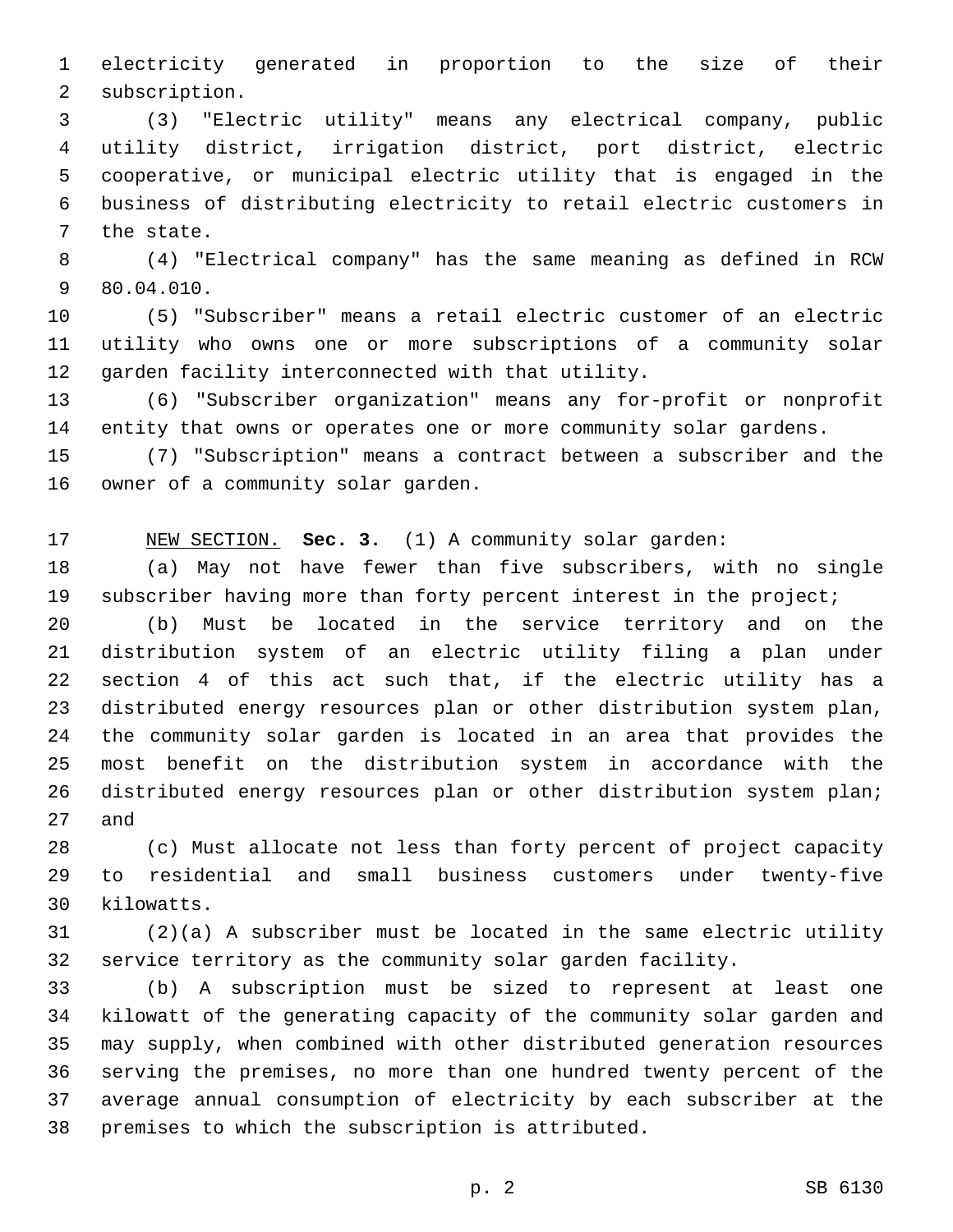electricity generated in proportion to the size of their subscription.

(3) "Electric utility" means any electrical company, public utility district, irrigation district, port district, electric cooperative, or municipal electric utility that is engaged in the business of distributing electricity to retail electric customers in the state.

(4) "Electrical company" has the same meaning as defined in RCW 80.04.010.

(5) "Subscriber" means a retail electric customer of an electric utility who owns one or more subscriptions of a community solar garden facility interconnected with that utility.

(6) "Subscriber organization" means any for-profit or nonprofit entity that owns or operates one or more community solar gardens.

(7) "Subscription" means a contract between a subscriber and the owner of a community solar garden.

NEW SECTION. **Sec. 3.** (1) A community solar garden:

(a) May not have fewer than five subscribers, with no single subscriber having more than forty percent interest in the project;

(b) Must be located in the service territory and on the distribution system of an electric utility filing a plan under section 4 of this act such that, if the electric utility has a distributed energy resources plan or other distribution system plan, the community solar garden is located in an area that provides the most benefit on the distribution system in accordance with the distributed energy resources plan or other distribution system plan; and

(c) Must allocate not less than forty percent of project capacity to residential and small business customers under twenty-five kilowatts.

(2)(a) A subscriber must be located in the same electric utility service territory as the community solar garden facility.

(b) A subscription must be sized to represent at least one kilowatt of the generating capacity of the community solar garden and may supply, when combined with other distributed generation resources serving the premises, no more than one hundred twenty percent of the average annual consumption of electricity by each subscriber at the premises to which the subscription is attributed.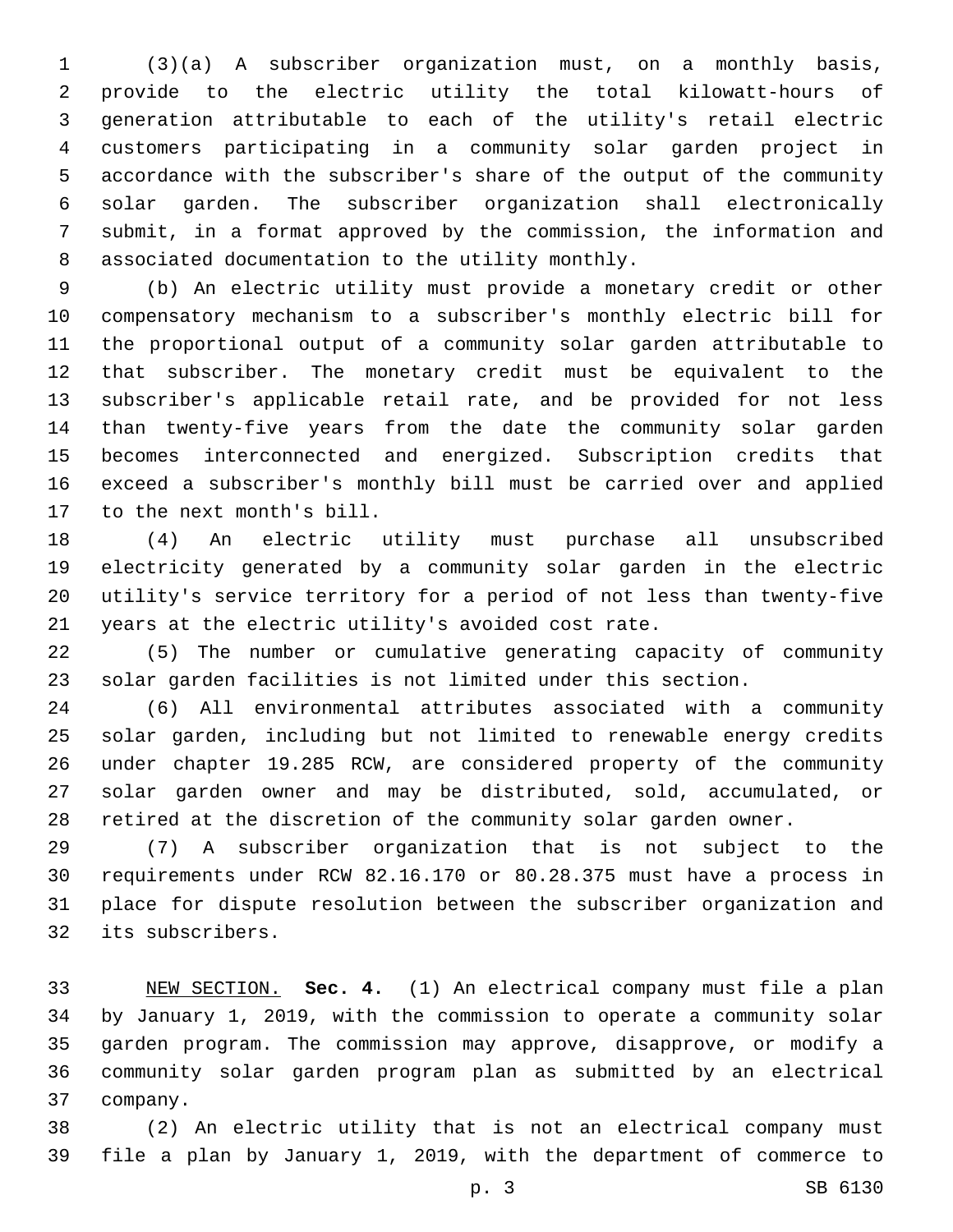(3)(a) A subscriber organization must, on a monthly basis, provide to the electric utility the total kilowatt-hours of generation attributable to each of the utility's retail electric customers participating in a community solar garden project in accordance with the subscriber's share of the output of the community solar garden. The subscriber organization shall electronically submit, in a format approved by the commission, the information and associated documentation to the utility monthly.

(b) An electric utility must provide a monetary credit or other compensatory mechanism to a subscriber's monthly electric bill for the proportional output of a community solar garden attributable to that subscriber. The monetary credit must be equivalent to the subscriber's applicable retail rate, and be provided for not less than twenty-five years from the date the community solar garden becomes interconnected and energized. Subscription credits that exceed a subscriber's monthly bill must be carried over and applied to the next month's bill.

(4) An electric utility must purchase all unsubscribed electricity generated by a community solar garden in the electric utility's service territory for a period of not less than twenty-five years at the electric utility's avoided cost rate.

(5) The number or cumulative generating capacity of community solar garden facilities is not limited under this section.

(6) All environmental attributes associated with a community solar garden, including but not limited to renewable energy credits under chapter 19.285 RCW, are considered property of the community solar garden owner and may be distributed, sold, accumulated, or retired at the discretion of the community solar garden owner.

(7) A subscriber organization that is not subject to the requirements under RCW 82.16.170 or 80.28.375 must have a process in place for dispute resolution between the subscriber organization and its subscribers.

NEW SECTION. **Sec. 4.** (1) An electrical company must file a plan by January 1, 2019, with the commission to operate a community solar garden program. The commission may approve, disapprove, or modify a community solar garden program plan as submitted by an electrical company.

(2) An electric utility that is not an electrical company must file a plan by January 1, 2019, with the department of commerce to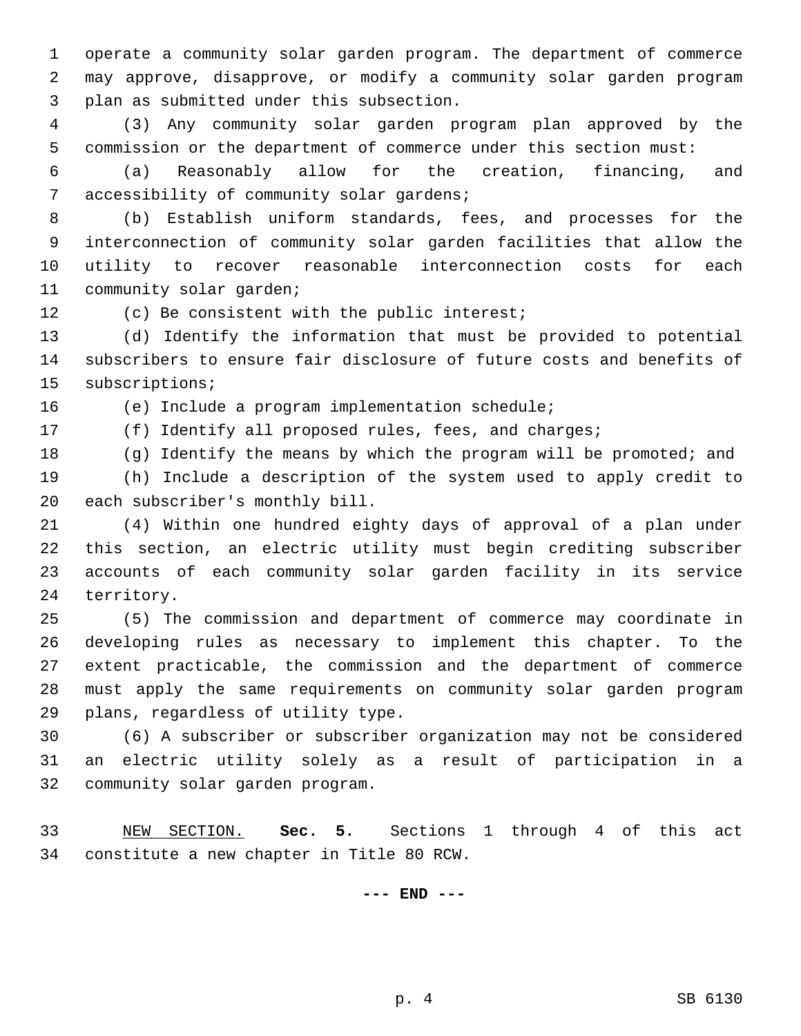operate a community solar garden program. The department of commerce may approve, disapprove, or modify a community solar garden program plan as submitted under this subsection.

(3) Any community solar garden program plan approved by the commission or the department of commerce under this section must:

(a) Reasonably allow for the creation, financing, and accessibility of community solar gardens;

(b) Establish uniform standards, fees, and processes for the interconnection of community solar garden facilities that allow the utility to recover reasonable interconnection costs for each community solar garden;

(c) Be consistent with the public interest;

(d) Identify the information that must be provided to potential subscribers to ensure fair disclosure of future costs and benefits of subscriptions;

(e) Include a program implementation schedule;

(f) Identify all proposed rules, fees, and charges;

(g) Identify the means by which the program will be promoted; and

(h) Include a description of the system used to apply credit to each subscriber's monthly bill.

(4) Within one hundred eighty days of approval of a plan under this section, an electric utility must begin crediting subscriber accounts of each community solar garden facility in its service territory.

(5) The commission and department of commerce may coordinate in developing rules as necessary to implement this chapter. To the extent practicable, the commission and the department of commerce must apply the same requirements on community solar garden program plans, regardless of utility type.

(6) A subscriber or subscriber organization may not be considered an electric utility solely as a result of participation in a community solar garden program.

NEW SECTION. **Sec. 5.** Sections 1 through 4 of this act constitute a new chapter in Title 80 RCW.

**--- END ---**